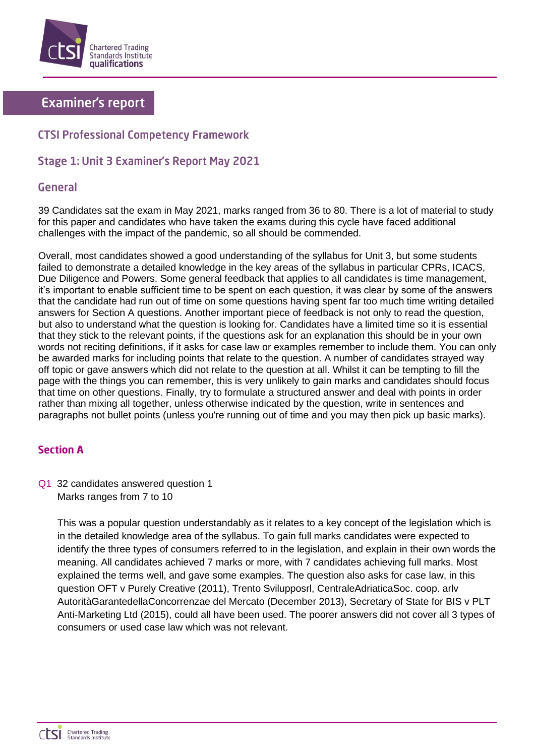# Examiner's report

## CTSI Professional Competency Framework

## Stage 1: Unit 3 Examiner's Report May 2021

### General

39 Candidates sat the exam in May 2021, marks ranged from 36 to 80. There is a lot of material to study for this paper and candidates who have taken the exams during this cycle have faced additional challenges with the impact of the pandemic, so all should be commended.

Overall, most candidates showed a good understanding of the syllabus for Unit 3, but some students failed to demonstrate a detailed knowledge in the key areas of the syllabus in particular CPRs, ICACS, Due Diligence and Powers. Some general feedback that applies to all candidates is time management, it's important to enable sufficient time to be spent on each question, it was clear by some of the answers that the candidate had run out of time on some questions having spent far too much time writing detailed answers for Section A questions. Another important piece of feedback is not only to read the question, but also to understand what the question is looking for. Candidates have a limited time so it is essential that they stick to the relevant points, if the questions ask for an explanation this should be in your own words not reciting definitions, if it asks for case law or examples remember to include them. You can only be awarded marks for including points that relate to the question. A number of candidates strayed way off topic or gave answers which did not relate to the question at all. Whilst it can be tempting to fill the page with the things you can remember, this is very unlikely to gain marks and candidates should focus that time on other questions. Finally, try to formulate a structured answer and deal with points in order rather than mixing all together, unless otherwise indicated by the question, write in sentences and paragraphs not bullet points (unless you're running out of time and you may then pick up basic marks).

### Section A

Q1 32 candidates answered question 1
Marks ranges from 7 to 10

This was a popular question understandably as it relates to a key concept of the legislation which is in the detailed knowledge area of the syllabus. To gain full marks candidates were expected to identify the three types of consumers referred to in the legislation, and explain in their own words the meaning. All candidates achieved 7 marks or more, with 7 candidates achieving full marks. Most explained the terms well, and gave some examples. The question also asks for case law, in this question OFT v Purely Creative (2011), Trento Svilupposrl, CentraleAdriaticaSoc. coop. arlv AutoritàGarantedellaConcorrenzae del Mercato (December 2013), Secretary of State for BIS v PLT Anti-Marketing Ltd (2015), could all have been used. The poorer answers did not cover all 3 types of consumers or used case law which was not relevant.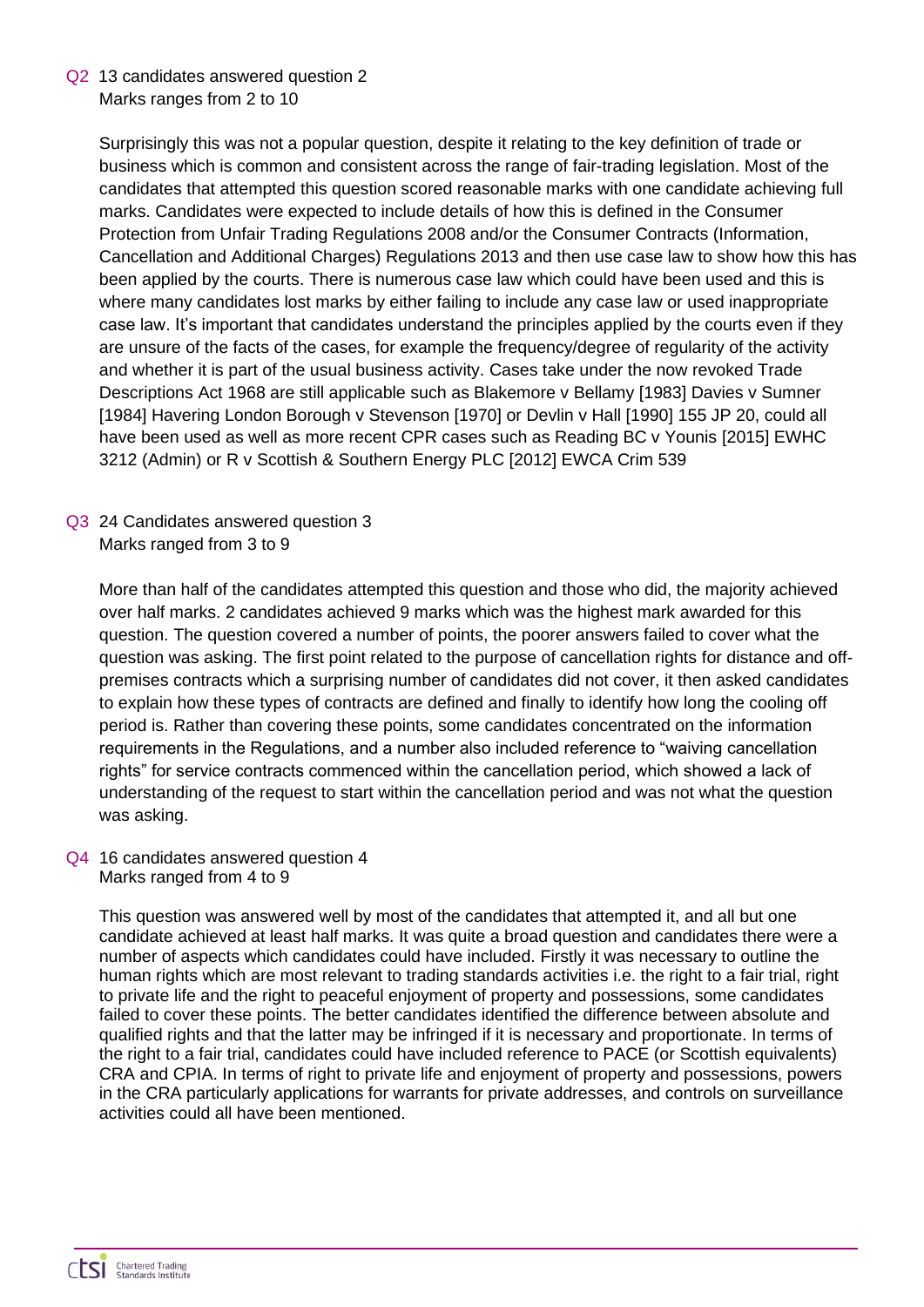Q2 13 candidates answered question 2
Marks ranges from 2 to 10

Surprisingly this was not a popular question, despite it relating to the key definition of trade or business which is common and consistent across the range of fair-trading legislation. Most of the candidates that attempted this question scored reasonable marks with one candidate achieving full marks. Candidates were expected to include details of how this is defined in the Consumer Protection from Unfair Trading Regulations 2008 and/or the Consumer Contracts (Information, Cancellation and Additional Charges) Regulations 2013 and then use case law to show how this has been applied by the courts. There is numerous case law which could have been used and this is where many candidates lost marks by either failing to include any case law or used inappropriate case law. It's important that candidates understand the principles applied by the courts even if they are unsure of the facts of the cases, for example the frequency/degree of regularity of the activity and whether it is part of the usual business activity. Cases take under the now revoked Trade Descriptions Act 1968 are still applicable such as Blakemore v Bellamy [1983] Davies v Sumner [1984] Havering London Borough v Stevenson [1970] or Devlin v Hall [1990] 155 JP 20, could all have been used as well as more recent CPR cases such as Reading BC v Younis [2015] EWHC 3212 (Admin) or R v Scottish & Southern Energy PLC [2012] EWCA Crim 539

Q3 24 Candidates answered question 3
Marks ranged from 3 to 9

More than half of the candidates attempted this question and those who did, the majority achieved over half marks. 2 candidates achieved 9 marks which was the highest mark awarded for this question. The question covered a number of points, the poorer answers failed to cover what the question was asking. The first point related to the purpose of cancellation rights for distance and off-premises contracts which a surprising number of candidates did not cover, it then asked candidates to explain how these types of contracts are defined and finally to identify how long the cooling off period is. Rather than covering these points, some candidates concentrated on the information requirements in the Regulations, and a number also included reference to "waiving cancellation rights" for service contracts commenced within the cancellation period, which showed a lack of understanding of the request to start within the cancellation period and was not what the question was asking.

Q4 16 candidates answered question 4
Marks ranged from 4 to 9

This question was answered well by most of the candidates that attempted it, and all but one candidate achieved at least half marks. It was quite a broad question and candidates there were a number of aspects which candidates could have included. Firstly it was necessary to outline the human rights which are most relevant to trading standards activities i.e. the right to a fair trial, right to private life and the right to peaceful enjoyment of property and possessions, some candidates failed to cover these points. The better candidates identified the difference between absolute and qualified rights and that the latter may be infringed if it is necessary and proportionate. In terms of the right to a fair trial, candidates could have included reference to PACE (or Scottish equivalents) CRA and CPIA. In terms of right to private life and enjoyment of property and possessions, powers in the CRA particularly applications for warrants for private addresses, and controls on surveillance activities could all have been mentioned.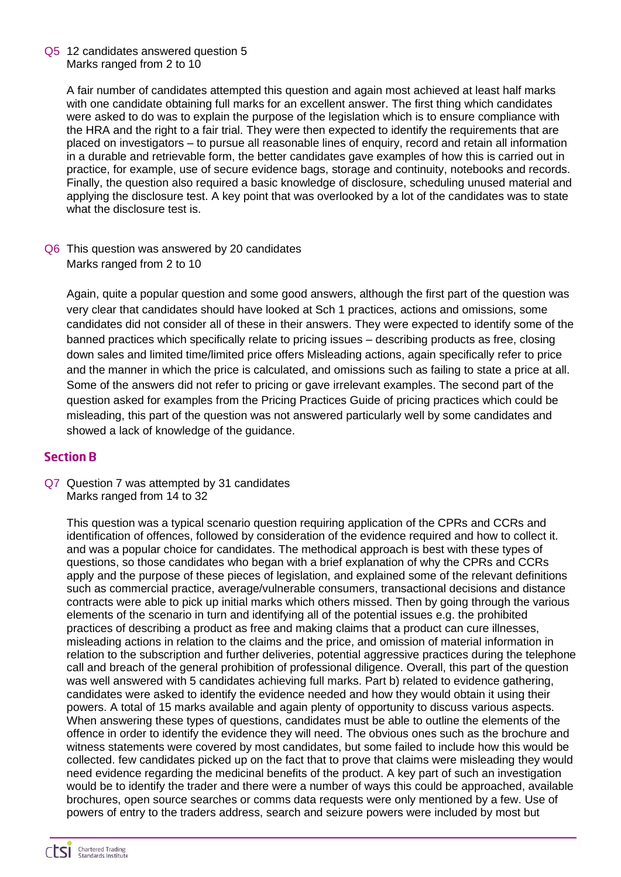**Q5** 12 candidates answered question 5
Marks ranged from 2 to 10

A fair number of candidates attempted this question and again most achieved at least half marks with one candidate obtaining full marks for an excellent answer. The first thing which candidates were asked to do was to explain the purpose of the legislation which is to ensure compliance with the HRA and the right to a fair trial. They were then expected to identify the requirements that are placed on investigators – to pursue all reasonable lines of enquiry, record and retain all information in a durable and retrievable form, the better candidates gave examples of how this is carried out in practice, for example, use of secure evidence bags, storage and continuity, notebooks and records. Finally, the question also required a basic knowledge of disclosure, scheduling unused material and applying the disclosure test. A key point that was overlooked by a lot of the candidates was to state what the disclosure test is.

**Q6** This question was answered by 20 candidates
Marks ranged from 2 to 10

Again, quite a popular question and some good answers, although the first part of the question was very clear that candidates should have looked at Sch 1 practices, actions and omissions, some candidates did not consider all of these in their answers. They were expected to identify some of the banned practices which specifically relate to pricing issues – describing products as free, closing down sales and limited time/limited price offers Misleading actions, again specifically refer to price and the manner in which the price is calculated, and omissions such as failing to state a price at all. Some of the answers did not refer to pricing or gave irrelevant examples. The second part of the question asked for examples from the Pricing Practices Guide of pricing practices which could be misleading, this part of the question was not answered particularly well by some candidates and showed a lack of knowledge of the guidance.

## Section B

**Q7** Question 7 was attempted by 31 candidates
Marks ranged from 14 to 32

This question was a typical scenario question requiring application of the CPRs and CCRs and identification of offences, followed by consideration of the evidence required and how to collect it. and was a popular choice for candidates. The methodical approach is best with these types of questions, so those candidates who began with a brief explanation of why the CPRs and CCRs apply and the purpose of these pieces of legislation, and explained some of the relevant definitions such as commercial practice, average/vulnerable consumers, transactional decisions and distance contracts were able to pick up initial marks which others missed. Then by going through the various elements of the scenario in turn and identifying all of the potential issues e.g. the prohibited practices of describing a product as free and making claims that a product can cure illnesses, misleading actions in relation to the claims and the price, and omission of material information in relation to the subscription and further deliveries, potential aggressive practices during the telephone call and breach of the general prohibition of professional diligence. Overall, this part of the question was well answered with 5 candidates achieving full marks. Part b) related to evidence gathering, candidates were asked to identify the evidence needed and how they would obtain it using their powers. A total of 15 marks available and again plenty of opportunity to discuss various aspects. When answering these types of questions, candidates must be able to outline the elements of the offence in order to identify the evidence they will need. The obvious ones such as the brochure and witness statements were covered by most candidates, but some failed to include how this would be collected. few candidates picked up on the fact that to prove that claims were misleading they would need evidence regarding the medicinal benefits of the product. A key part of such an investigation would be to identify the trader and there were a number of ways this could be approached, available brochures, open source searches or comms data requests were only mentioned by a few. Use of powers of entry to the traders address, search and seizure powers were included by most but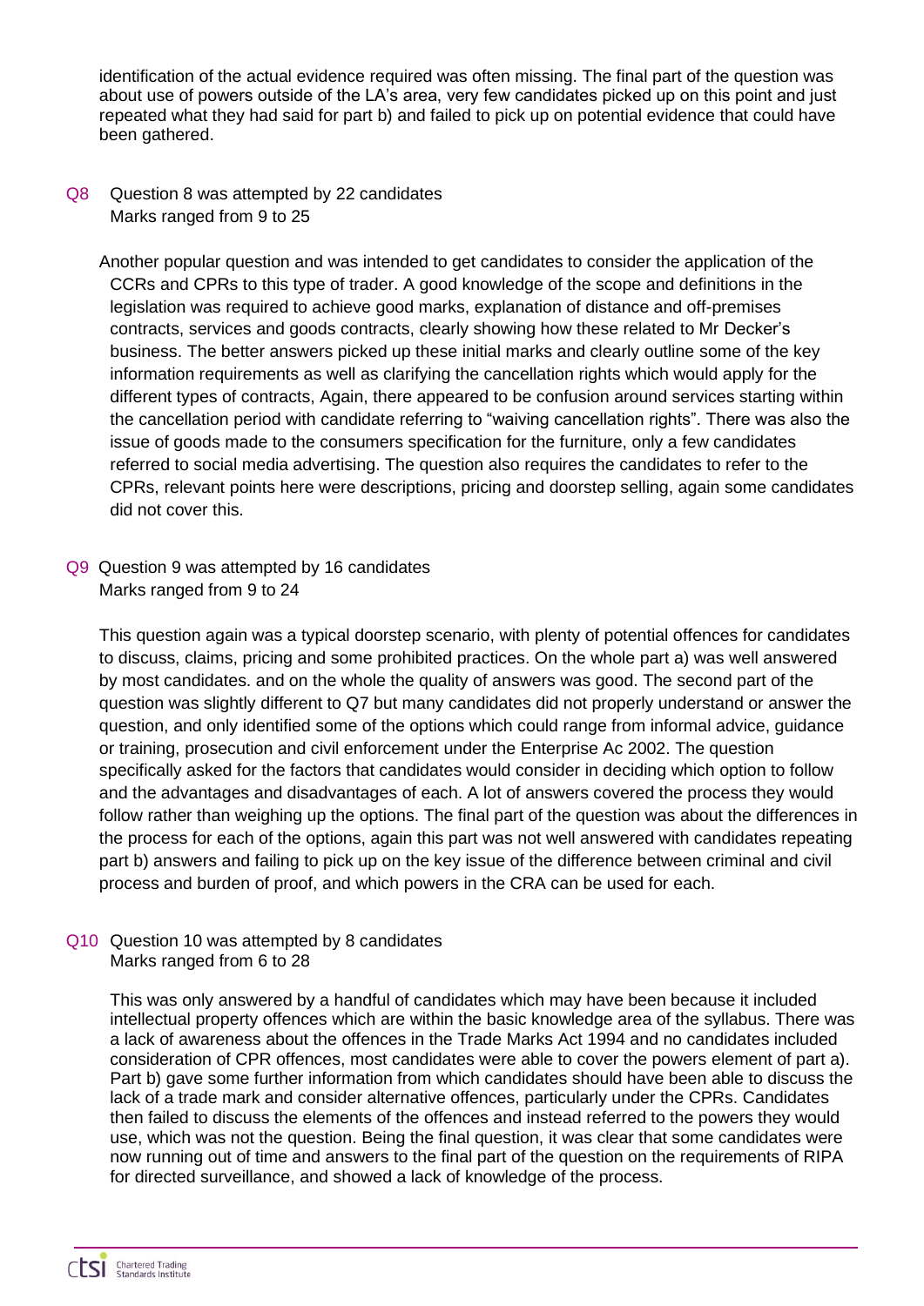identification of the actual evidence required was often missing. The final part of the question was about use of powers outside of the LA's area, very few candidates picked up on this point and just repeated what they had said for part b) and failed to pick up on potential evidence that could have been gathered.

**Q8** Question 8 was attempted by 22 candidates
Marks ranged from 9 to 25

Another popular question and was intended to get candidates to consider the application of the CCRs and CPRs to this type of trader. A good knowledge of the scope and definitions in the legislation was required to achieve good marks, explanation of distance and off-premises contracts, services and goods contracts, clearly showing how these related to Mr Decker's business. The better answers picked up these initial marks and clearly outline some of the key information requirements as well as clarifying the cancellation rights which would apply for the different types of contracts, Again, there appeared to be confusion around services starting within the cancellation period with candidate referring to "waiving cancellation rights". There was also the issue of goods made to the consumers specification for the furniture, only a few candidates referred to social media advertising. The question also requires the candidates to refer to the CPRs, relevant points here were descriptions, pricing and doorstep selling, again some candidates did not cover this.

**Q9** Question 9 was attempted by 16 candidates
Marks ranged from 9 to 24

This question again was a typical doorstep scenario, with plenty of potential offences for candidates to discuss, claims, pricing and some prohibited practices. On the whole part a) was well answered by most candidates. and on the whole the quality of answers was good. The second part of the question was slightly different to Q7 but many candidates did not properly understand or answer the question, and only identified some of the options which could range from informal advice, guidance or training, prosecution and civil enforcement under the Enterprise Ac 2002. The question specifically asked for the factors that candidates would consider in deciding which option to follow and the advantages and disadvantages of each. A lot of answers covered the process they would follow rather than weighing up the options. The final part of the question was about the differences in the process for each of the options, again this part was not well answered with candidates repeating part b) answers and failing to pick up on the key issue of the difference between criminal and civil process and burden of proof, and which powers in the CRA can be used for each.

**Q10** Question 10 was attempted by 8 candidates
Marks ranged from 6 to 28

This was only answered by a handful of candidates which may have been because it included intellectual property offences which are within the basic knowledge area of the syllabus. There was a lack of awareness about the offences in the Trade Marks Act 1994 and no candidates included consideration of CPR offences, most candidates were able to cover the powers element of part a). Part b) gave some further information from which candidates should have been able to discuss the lack of a trade mark and consider alternative offences, particularly under the CPRs. Candidates then failed to discuss the elements of the offences and instead referred to the powers they would use, which was not the question. Being the final question, it was clear that some candidates were now running out of time and answers to the final part of the question on the requirements of RIPA for directed surveillance, and showed a lack of knowledge of the process.